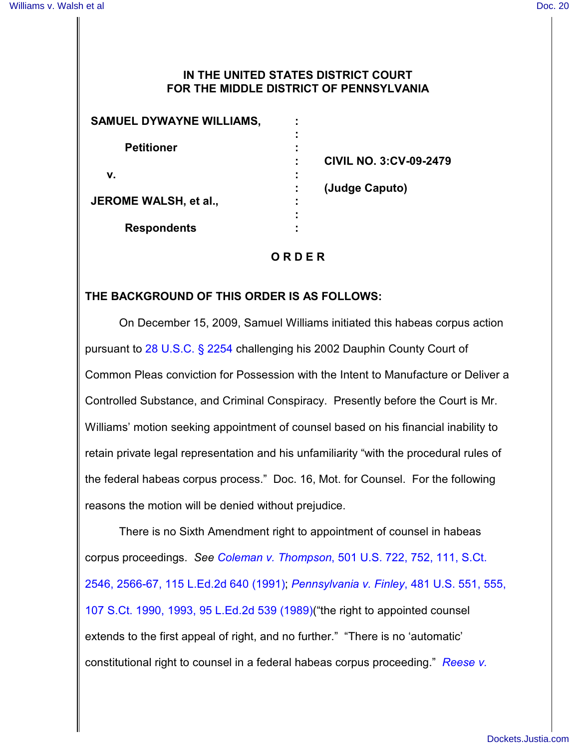**IN THE UNITED STATES DISTRICT COURT**
**FOR THE MIDDLE DISTRICT OF PENNSYLVANIA**

| | | |
|---|---|---|
| **SAMUEL DYWAYNE WILLIAMS,** | : | |
| | : | |
| **Petitioner** | : | |
| | : | **CIVIL NO. 3:CV-09-2479** |
| **v.** | : | |
| | : | **(Judge Caputo)** |
| **JEROME WALSH, et al.,** | : | |
| | : | |
| **Respondents** | : | |

**O R D E R**

**THE BACKGROUND OF THIS ORDER IS AS FOLLOWS:**

On December 15, 2009, Samuel Williams initiated this habeas corpus action pursuant to 28 U.S.C. § 2254 challenging his 2002 Dauphin County Court of Common Pleas conviction for Possession with the Intent to Manufacture or Deliver a Controlled Substance, and Criminal Conspiracy. Presently before the Court is Mr. Williams' motion seeking appointment of counsel based on his financial inability to retain private legal representation and his unfamiliarity "with the procedural rules of the federal habeas corpus process." Doc. 16, Mot. for Counsel. For the following reasons the motion will be denied without prejudice.

There is no Sixth Amendment right to appointment of counsel in habeas corpus proceedings. *See* *Coleman v. Thompson*, 501 U.S. 722, 752, 111, S.Ct. 2546, 2566-67, 115 L.Ed.2d 640 (1991); *Pennsylvania v. Finley*, 481 U.S. 551, 555, 107 S.Ct. 1990, 1993, 95 L.Ed.2d 539 (1989)("the right to appointed counsel extends to the first appeal of right, and no further." "There is no 'automatic' constitutional right to counsel in a federal habeas corpus proceeding." *Reese v.*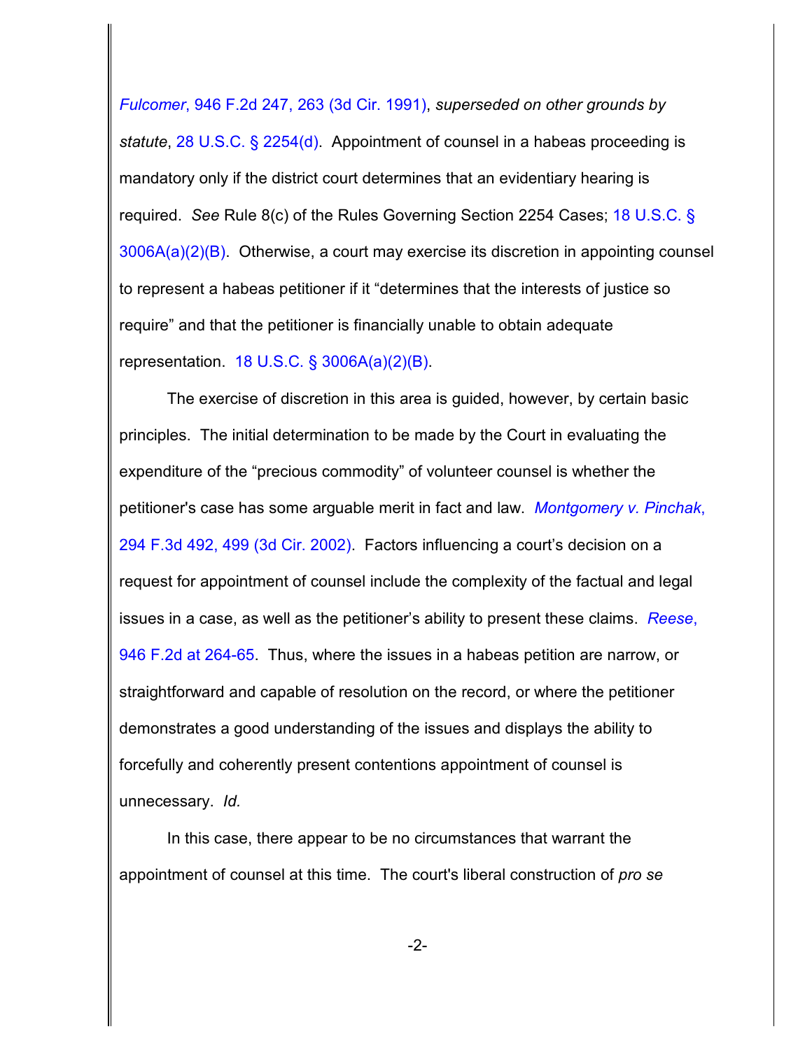*Fulcomer*, 946 F.2d 247, 263 (3d Cir. 1991), *superseded on other grounds by statute*, 28 U.S.C. § 2254(d). Appointment of counsel in a habeas proceeding is mandatory only if the district court determines that an evidentiary hearing is required. *See* Rule 8(c) of the Rules Governing Section 2254 Cases; 18 U.S.C. § 3006A(a)(2)(B). Otherwise, a court may exercise its discretion in appointing counsel to represent a habeas petitioner if it "determines that the interests of justice so require" and that the petitioner is financially unable to obtain adequate representation. 18 U.S.C. § 3006A(a)(2)(B).

The exercise of discretion in this area is guided, however, by certain basic principles. The initial determination to be made by the Court in evaluating the expenditure of the "precious commodity" of volunteer counsel is whether the petitioner's case has some arguable merit in fact and law. *Montgomery v. Pinchak*, 294 F.3d 492, 499 (3d Cir. 2002). Factors influencing a court's decision on a request for appointment of counsel include the complexity of the factual and legal issues in a case, as well as the petitioner's ability to present these claims. *Reese*, 946 F.2d at 264-65. Thus, where the issues in a habeas petition are narrow, or straightforward and capable of resolution on the record, or where the petitioner demonstrates a good understanding of the issues and displays the ability to forcefully and coherently present contentions appointment of counsel is unnecessary. *Id.*

In this case, there appear to be no circumstances that warrant the appointment of counsel at this time. The court's liberal construction of *pro se*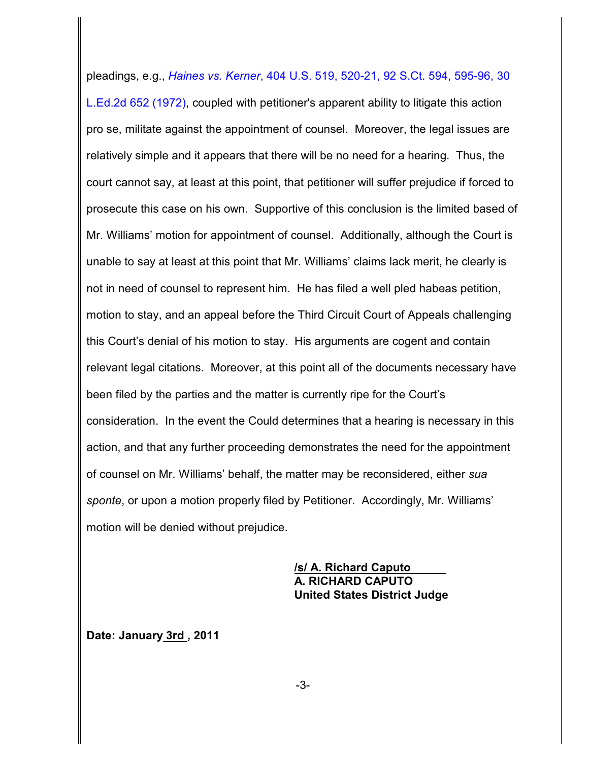pleadings, e.g., *Haines vs. Kerner*, 404 U.S. 519, 520-21, 92 S.Ct. 594, 595-96, 30 L.Ed.2d 652 (1972), coupled with petitioner's apparent ability to litigate this action pro se, militate against the appointment of counsel. Moreover, the legal issues are relatively simple and it appears that there will be no need for a hearing. Thus, the court cannot say, at least at this point, that petitioner will suffer prejudice if forced to prosecute this case on his own. Supportive of this conclusion is the limited based of Mr. Williams' motion for appointment of counsel. Additionally, although the Court is unable to say at least at this point that Mr. Williams' claims lack merit, he clearly is not in need of counsel to represent him. He has filed a well pled habeas petition, motion to stay, and an appeal before the Third Circuit Court of Appeals challenging this Court's denial of his motion to stay. His arguments are cogent and contain relevant legal citations. Moreover, at this point all of the documents necessary have been filed by the parties and the matter is currently ripe for the Court's consideration. In the event the Could determines that a hearing is necessary in this action, and that any further proceeding demonstrates the need for the appointment of counsel on Mr. Williams' behalf, the matter may be reconsidered, either *sua sponte*, or upon a motion properly filed by Petitioner. Accordingly, Mr. Williams' motion will be denied without prejudice.

**/s/ A. Richard Caputo**
**A. RICHARD CAPUTO**
**United States District Judge**

**Date: January 3rd , 2011**